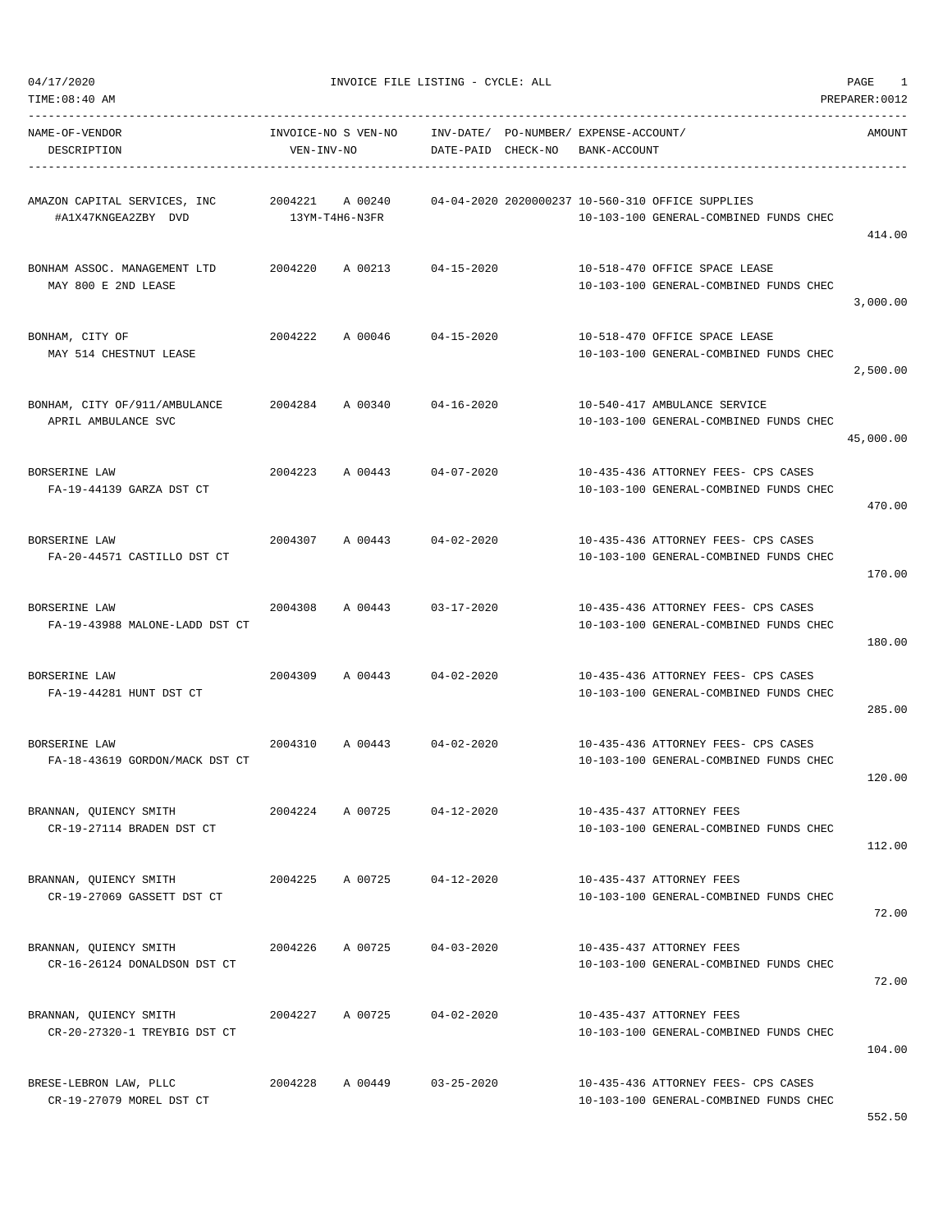04/17/2020 INVOICE FILE LISTING - CYCLE: ALL

TIME:08:40 AM PREPARER:0012

| NAME-OF-VENDOR / DESCRIPTION | INVOICE-NO | S | VEN-NO / VEN-INV-NO | INV-DATE/ DATE-PAID | PO-NUMBER/ CHECK-NO | EXPENSE-ACCOUNT/ BANK-ACCOUNT | AMOUNT |
|---|---|---|---|---|---|---|---|
| AMAZON CAPITAL SERVICES, INC<br>#A1X47KNGEA2ZBY DVD | 2004221 | A | 00240<br>13YM-T4H6-N3FR | 04-04-2020 | 2020000237 | 10-560-310 OFFICE SUPPLIES<br>10-103-100 GENERAL-COMBINED FUNDS CHEC | 414.00 |
| BONHAM ASSOC. MANAGEMENT LTD<br>MAY 800 E 2ND LEASE | 2004220 | A | 00213 | 04-15-2020 | | 10-518-470 OFFICE SPACE LEASE<br>10-103-100 GENERAL-COMBINED FUNDS CHEC | 3,000.00 |
| BONHAM, CITY OF<br>MAY 514 CHESTNUT LEASE | 2004222 | A | 00046 | 04-15-2020 | | 10-518-470 OFFICE SPACE LEASE<br>10-103-100 GENERAL-COMBINED FUNDS CHEC | 2,500.00 |
| BONHAM, CITY OF/911/AMBULANCE<br>APRIL AMBULANCE SVC | 2004284 | A | 00340 | 04-16-2020 | | 10-540-417 AMBULANCE SERVICE<br>10-103-100 GENERAL-COMBINED FUNDS CHEC | 45,000.00 |
| BORSERINE LAW<br>FA-19-44139 GARZA DST CT | 2004223 | A | 00443 | 04-07-2020 | | 10-435-436 ATTORNEY FEES- CPS CASES<br>10-103-100 GENERAL-COMBINED FUNDS CHEC | 470.00 |
| BORSERINE LAW<br>FA-20-44571 CASTILLO DST CT | 2004307 | A | 00443 | 04-02-2020 | | 10-435-436 ATTORNEY FEES- CPS CASES<br>10-103-100 GENERAL-COMBINED FUNDS CHEC | 170.00 |
| BORSERINE LAW<br>FA-19-43988 MALONE-LADD DST CT | 2004308 | A | 00443 | 03-17-2020 | | 10-435-436 ATTORNEY FEES- CPS CASES<br>10-103-100 GENERAL-COMBINED FUNDS CHEC | 180.00 |
| BORSERINE LAW<br>FA-19-44281 HUNT DST CT | 2004309 | A | 00443 | 04-02-2020 | | 10-435-436 ATTORNEY FEES- CPS CASES<br>10-103-100 GENERAL-COMBINED FUNDS CHEC | 285.00 |
| BORSERINE LAW<br>FA-18-43619 GORDON/MACK DST CT | 2004310 | A | 00443 | 04-02-2020 | | 10-435-436 ATTORNEY FEES- CPS CASES<br>10-103-100 GENERAL-COMBINED FUNDS CHEC | 120.00 |
| BRANNAN, QUIENCY SMITH<br>CR-19-27114 BRADEN DST CT | 2004224 | A | 00725 | 04-12-2020 | | 10-435-437 ATTORNEY FEES<br>10-103-100 GENERAL-COMBINED FUNDS CHEC | 112.00 |
| BRANNAN, QUIENCY SMITH<br>CR-19-27069 GASSETT DST CT | 2004225 | A | 00725 | 04-12-2020 | | 10-435-437 ATTORNEY FEES<br>10-103-100 GENERAL-COMBINED FUNDS CHEC | 72.00 |
| BRANNAN, QUIENCY SMITH<br>CR-16-26124 DONALDSON DST CT | 2004226 | A | 00725 | 04-03-2020 | | 10-435-437 ATTORNEY FEES<br>10-103-100 GENERAL-COMBINED FUNDS CHEC | 72.00 |
| BRANNAN, QUIENCY SMITH<br>CR-20-27320-1 TREYBIG DST CT | 2004227 | A | 00725 | 04-02-2020 | | 10-435-437 ATTORNEY FEES<br>10-103-100 GENERAL-COMBINED FUNDS CHEC | 104.00 |
| BRESE-LEBRON LAW, PLLC<br>CR-19-27079 MOREL DST CT | 2004228 | A | 00449 | 03-25-2020 | | 10-435-436 ATTORNEY FEES- CPS CASES<br>10-103-100 GENERAL-COMBINED FUNDS CHEC | 552.50 |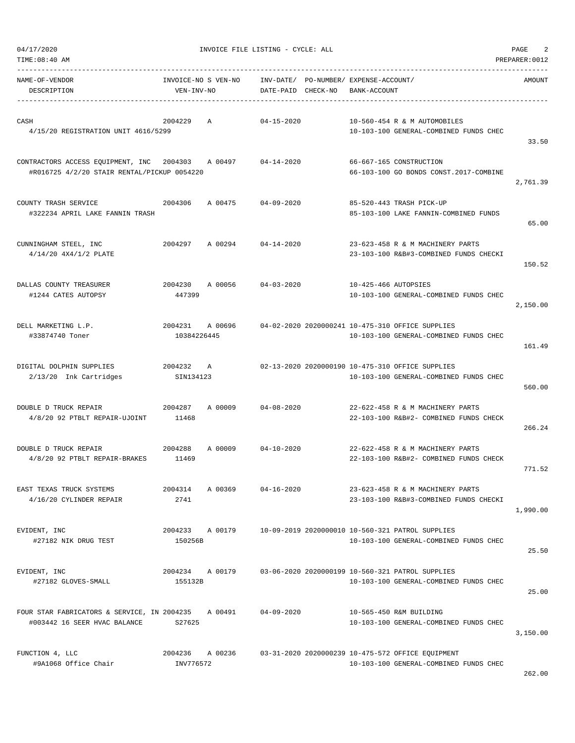04/17/2020 INVOICE FILE LISTING - CYCLE: ALL

TIME:08:40 AM PREPARER:0012

| NAME-OF-VENDOR / DESCRIPTION | INVOICE-NO / VEN-INV-NO | S | VEN-NO | INV-DATE/ DATE-PAID | PO-NUMBER/ CHECK-NO | EXPENSE-ACCOUNT/ BANK-ACCOUNT | AMOUNT |
|---|---|---|---|---|---|---|---|
| CASH<br>4/15/20 REGISTRATION UNIT 4616/5299 | 2004229 | A | | 04-15-2020 | | 10-560-454 R & M AUTOMOBILES<br>10-103-100 GENERAL-COMBINED FUNDS CHEC | 33.50 |
| CONTRACTORS ACCESS EQUIPMENT, INC<br>#R016725 4/2/20 STAIR RENTAL/PICKUP 0054220 | 2004303 | A | 00497 | 04-14-2020 | | 66-667-165 CONSTRUCTION<br>66-103-100 GO BONDS CONST.2017-COMBINE | 2,761.39 |
| COUNTY TRASH SERVICE<br>#322234 APRIL LAKE FANNIN TRASH | 2004306 | A | 00475 | 04-09-2020 | | 85-520-443 TRASH PICK-UP<br>85-103-100 LAKE FANNIN-COMBINED FUNDS | 65.00 |
| CUNNINGHAM STEEL, INC<br>4/14/20 4X4/1/2 PLATE | 2004297 | A | 00294 | 04-14-2020 | | 23-623-458 R & M MACHINERY PARTS<br>23-103-100 R&B#3-COMBINED FUNDS CHECKI | 150.52 |
| DALLAS COUNTY TREASURER<br>#1244 CATES AUTOPSY | 2004230<br>447399 | A | 00056 | 04-03-2020 | | 10-425-466 AUTOPSIES<br>10-103-100 GENERAL-COMBINED FUNDS CHEC | 2,150.00 |
| DELL MARKETING L.P.<br>#33874740 Toner | 2004231<br>10384226445 | A | 00696 | 04-02-2020 | 2020000241 | 10-475-310 OFFICE SUPPLIES<br>10-103-100 GENERAL-COMBINED FUNDS CHEC | 161.49 |
| DIGITAL DOLPHIN SUPPLIES<br>2/13/20 Ink Cartridges | 2004232<br>SIN134123 | A | | 02-13-2020 | 2020000190 | 10-475-310 OFFICE SUPPLIES<br>10-103-100 GENERAL-COMBINED FUNDS CHEC | 560.00 |
| DOUBLE D TRUCK REPAIR<br>4/8/20 92 PTBLT REPAIR-UJOINT | 2004287<br>11468 | A | 00009 | 04-08-2020 | | 22-622-458 R & M MACHINERY PARTS<br>22-103-100 R&B#2- COMBINED FUNDS CHECK | 266.24 |
| DOUBLE D TRUCK REPAIR<br>4/8/20 92 PTBLT REPAIR-BRAKES | 2004288<br>11469 | A | 00009 | 04-10-2020 | | 22-622-458 R & M MACHINERY PARTS<br>22-103-100 R&B#2- COMBINED FUNDS CHECK | 771.52 |
| EAST TEXAS TRUCK SYSTEMS<br>4/16/20 CYLINDER REPAIR | 2004314<br>2741 | A | 00369 | 04-16-2020 | | 23-623-458 R & M MACHINERY PARTS<br>23-103-100 R&B#3-COMBINED FUNDS CHECKI | 1,990.00 |
| EVIDENT, INC<br>#27182 NIK DRUG TEST | 2004233<br>150256B | A | 00179 | 10-09-2019 | 2020000010 | 10-560-321 PATROL SUPPLIES<br>10-103-100 GENERAL-COMBINED FUNDS CHEC | 25.50 |
| EVIDENT, INC<br>#27182 GLOVES-SMALL | 2004234<br>155132B | A | 00179 | 03-06-2020 | 2020000199 | 10-560-321 PATROL SUPPLIES<br>10-103-100 GENERAL-COMBINED FUNDS CHEC | 25.00 |
| FOUR STAR FABRICATORS & SERVICE, IN<br>#003442 16 SEER HVAC BALANCE | 2004235<br>S27625 | A | 00491 | 04-09-2020 | | 10-565-450 R&M BUILDING<br>10-103-100 GENERAL-COMBINED FUNDS CHEC | 3,150.00 |
| FUNCTION 4, LLC<br>#9A1068 Office Chair | 2004236<br>INV776572 | A | 00236 | 03-31-2020 | 2020000239 | 10-475-572 OFFICE EQUIPMENT<br>10-103-100 GENERAL-COMBINED FUNDS CHEC | 262.00 |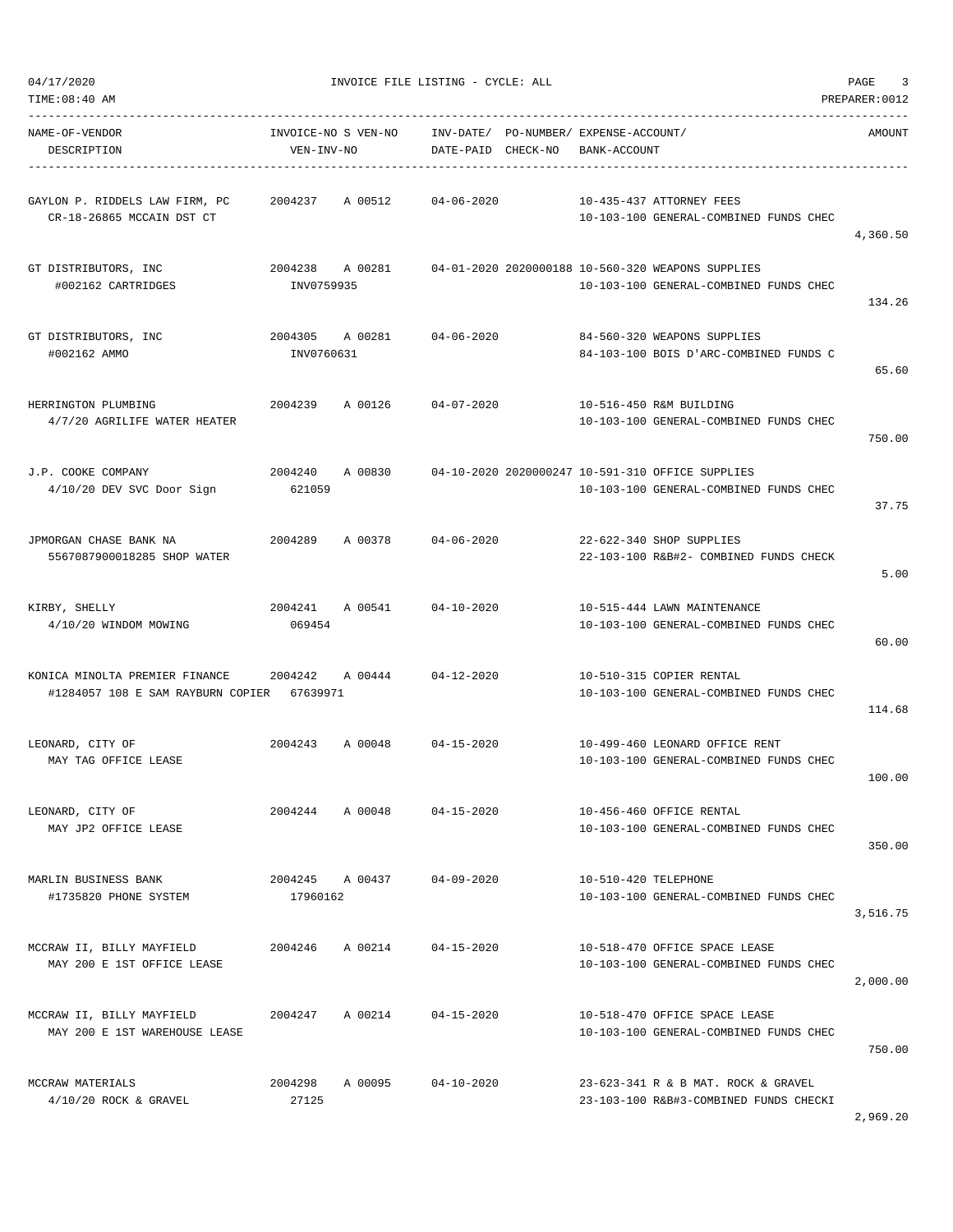04/17/2020 INVOICE FILE LISTING - CYCLE: ALL

TIME:08:40 AM PREPARER:0012

| NAME-OF-VENDOR / DESCRIPTION | INVOICE-NO S VEN-NO / VEN-INV-NO | INV-DATE/ DATE-PAID | PO-NUMBER/ CHECK-NO | EXPENSE-ACCOUNT/ BANK-ACCOUNT | AMOUNT |
|---|---|---|---|---|---|
| GAYLON P. RIDDELS LAW FIRM, PC<br>CR-18-26865 MCCAIN DST CT | 2004237 A 00512 | 04-06-2020 | | 10-435-437 ATTORNEY FEES<br>10-103-100 GENERAL-COMBINED FUNDS CHEC | 4,360.50 |
| GT DISTRIBUTORS, INC<br>#002162 CARTRIDGES | 2004238 A 00281<br>INV0759935 | 04-01-2020 | 2020000188 | 10-560-320 WEAPONS SUPPLIES<br>10-103-100 GENERAL-COMBINED FUNDS CHEC | 134.26 |
| GT DISTRIBUTORS, INC<br>#002162 AMMO | 2004305 A 00281<br>INV0760631 | 04-06-2020 | | 84-560-320 WEAPONS SUPPLIES<br>84-103-100 BOIS D'ARC-COMBINED FUNDS C | 65.60 |
| HERRINGTON PLUMBING<br>4/7/20 AGRILIFE WATER HEATER | 2004239 A 00126 | 04-07-2020 | | 10-516-450 R&M BUILDING<br>10-103-100 GENERAL-COMBINED FUNDS CHEC | 750.00 |
| J.P. COOKE COMPANY<br>4/10/20 DEV SVC Door Sign | 2004240 A 00830<br>621059 | 04-10-2020 | 2020000247 | 10-591-310 OFFICE SUPPLIES<br>10-103-100 GENERAL-COMBINED FUNDS CHEC | 37.75 |
| JPMORGAN CHASE BANK NA<br>5567087900018285 SHOP WATER | 2004289 A 00378 | 04-06-2020 | | 22-622-340 SHOP SUPPLIES<br>22-103-100 R&B#2- COMBINED FUNDS CHECK | 5.00 |
| KIRBY, SHELLY<br>4/10/20 WINDOM MOWING | 2004241 A 00541<br>069454 | 04-10-2020 | | 10-515-444 LAWN MAINTENANCE<br>10-103-100 GENERAL-COMBINED FUNDS CHEC | 60.00 |
| KONICA MINOLTA PREMIER FINANCE<br>#1284057 108 E SAM RAYBURN COPIER | 2004242 A 00444<br>67639971 | 04-12-2020 | | 10-510-315 COPIER RENTAL<br>10-103-100 GENERAL-COMBINED FUNDS CHEC | 114.68 |
| LEONARD, CITY OF<br>MAY TAG OFFICE LEASE | 2004243 A 00048 | 04-15-2020 | | 10-499-460 LEONARD OFFICE RENT<br>10-103-100 GENERAL-COMBINED FUNDS CHEC | 100.00 |
| LEONARD, CITY OF<br>MAY JP2 OFFICE LEASE | 2004244 A 00048 | 04-15-2020 | | 10-456-460 OFFICE RENTAL<br>10-103-100 GENERAL-COMBINED FUNDS CHEC | 350.00 |
| MARLIN BUSINESS BANK<br>#1735820 PHONE SYSTEM | 2004245 A 00437<br>17960162 | 04-09-2020 | | 10-510-420 TELEPHONE<br>10-103-100 GENERAL-COMBINED FUNDS CHEC | 3,516.75 |
| MCCRAW II, BILLY MAYFIELD<br>MAY 200 E 1ST OFFICE LEASE | 2004246 A 00214 | 04-15-2020 | | 10-518-470 OFFICE SPACE LEASE<br>10-103-100 GENERAL-COMBINED FUNDS CHEC | 2,000.00 |
| MCCRAW II, BILLY MAYFIELD<br>MAY 200 E 1ST WAREHOUSE LEASE | 2004247 A 00214 | 04-15-2020 | | 10-518-470 OFFICE SPACE LEASE<br>10-103-100 GENERAL-COMBINED FUNDS CHEC | 750.00 |
| MCCRAW MATERIALS<br>4/10/20 ROCK & GRAVEL | 2004298 A 00095<br>27125 | 04-10-2020 | | 23-623-341 R & B MAT. ROCK & GRAVEL<br>23-103-100 R&B#3-COMBINED FUNDS CHECKI | 2,969.20 |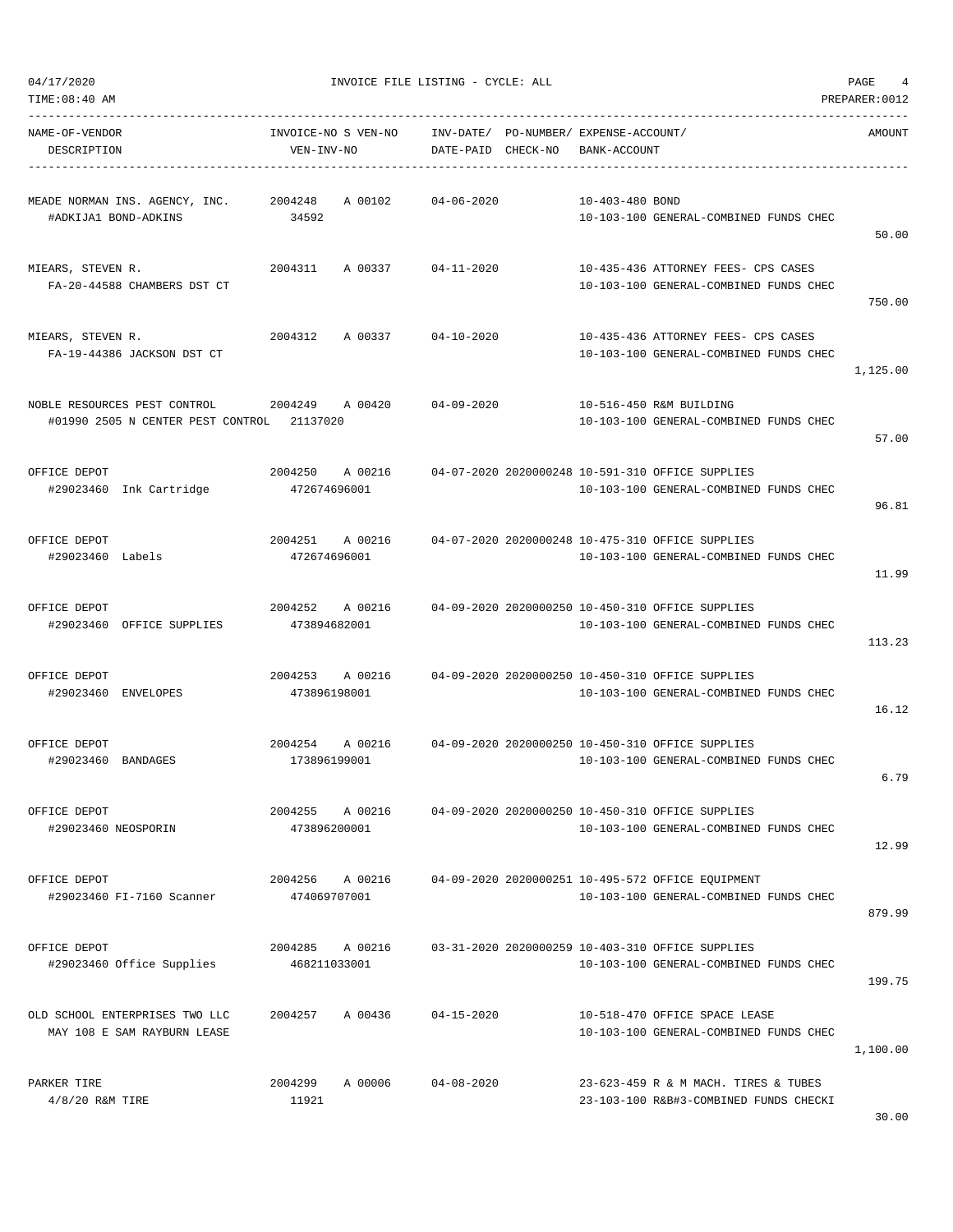04/17/2020 INVOICE FILE LISTING - CYCLE: ALL

TIME:08:40 AM PREPARER:0012

| NAME-OF-VENDOR / DESCRIPTION | INVOICE-NO S VEN-NO / VEN-INV-NO | INV-DATE/ DATE-PAID | PO-NUMBER/ CHECK-NO | EXPENSE-ACCOUNT/ BANK-ACCOUNT | AMOUNT |
|---|---|---|---|---|---|
| MEADE NORMAN INS. AGENCY, INC. / #ADKIJA1 BOND-ADKINS | 2004248 A 00102 / 34592 | 04-06-2020 | | 10-403-480 BOND / 10-103-100 GENERAL-COMBINED FUNDS CHEC | 50.00 |
| MIEARS, STEVEN R. / FA-20-44588 CHAMBERS DST CT | 2004311 A 00337 | 04-11-2020 | | 10-435-436 ATTORNEY FEES- CPS CASES / 10-103-100 GENERAL-COMBINED FUNDS CHEC | 750.00 |
| MIEARS, STEVEN R. / FA-19-44386 JACKSON DST CT | 2004312 A 00337 | 04-10-2020 | | 10-435-436 ATTORNEY FEES- CPS CASES / 10-103-100 GENERAL-COMBINED FUNDS CHEC | 1,125.00 |
| NOBLE RESOURCES PEST CONTROL / #01990 2505 N CENTER PEST CONTROL | 2004249 A 00420 / 21137020 | 04-09-2020 | | 10-516-450 R&M BUILDING / 10-103-100 GENERAL-COMBINED FUNDS CHEC | 57.00 |
| OFFICE DEPOT / #29023460 Ink Cartridge | 2004250 A 00216 / 472674696001 | 04-07-2020 | 2020000248 | 10-591-310 OFFICE SUPPLIES / 10-103-100 GENERAL-COMBINED FUNDS CHEC | 96.81 |
| OFFICE DEPOT / #29023460 Labels | 2004251 A 00216 / 472674696001 | 04-07-2020 | 2020000248 | 10-475-310 OFFICE SUPPLIES / 10-103-100 GENERAL-COMBINED FUNDS CHEC | 11.99 |
| OFFICE DEPOT / #29023460 OFFICE SUPPLIES | 2004252 A 00216 / 473894682001 | 04-09-2020 | 2020000250 | 10-450-310 OFFICE SUPPLIES / 10-103-100 GENERAL-COMBINED FUNDS CHEC | 113.23 |
| OFFICE DEPOT / #29023460 ENVELOPES | 2004253 A 00216 / 473896198001 | 04-09-2020 | 2020000250 | 10-450-310 OFFICE SUPPLIES / 10-103-100 GENERAL-COMBINED FUNDS CHEC | 16.12 |
| OFFICE DEPOT / #29023460 BANDAGES | 2004254 A 00216 / 173896199001 | 04-09-2020 | 2020000250 | 10-450-310 OFFICE SUPPLIES / 10-103-100 GENERAL-COMBINED FUNDS CHEC | 6.79 |
| OFFICE DEPOT / #29023460 NEOSPORIN | 2004255 A 00216 / 473896200001 | 04-09-2020 | 2020000250 | 10-450-310 OFFICE SUPPLIES / 10-103-100 GENERAL-COMBINED FUNDS CHEC | 12.99 |
| OFFICE DEPOT / #29023460 FI-7160 Scanner | 2004256 A 00216 / 474069707001 | 04-09-2020 | 2020000251 | 10-495-572 OFFICE EQUIPMENT / 10-103-100 GENERAL-COMBINED FUNDS CHEC | 879.99 |
| OFFICE DEPOT / #29023460 Office Supplies | 2004285 A 00216 / 468211033001 | 03-31-2020 | 2020000259 | 10-403-310 OFFICE SUPPLIES / 10-103-100 GENERAL-COMBINED FUNDS CHEC | 199.75 |
| OLD SCHOOL ENTERPRISES TWO LLC / MAY 108 E SAM RAYBURN LEASE | 2004257 A 00436 | 04-15-2020 | | 10-518-470 OFFICE SPACE LEASE / 10-103-100 GENERAL-COMBINED FUNDS CHEC | 1,100.00 |
| PARKER TIRE / 4/8/20 R&M TIRE | 2004299 A 00006 / 11921 | 04-08-2020 | | 23-623-459 R & M MACH. TIRES & TUBES / 23-103-100 R&B#3-COMBINED FUNDS CHECKI | 30.00 |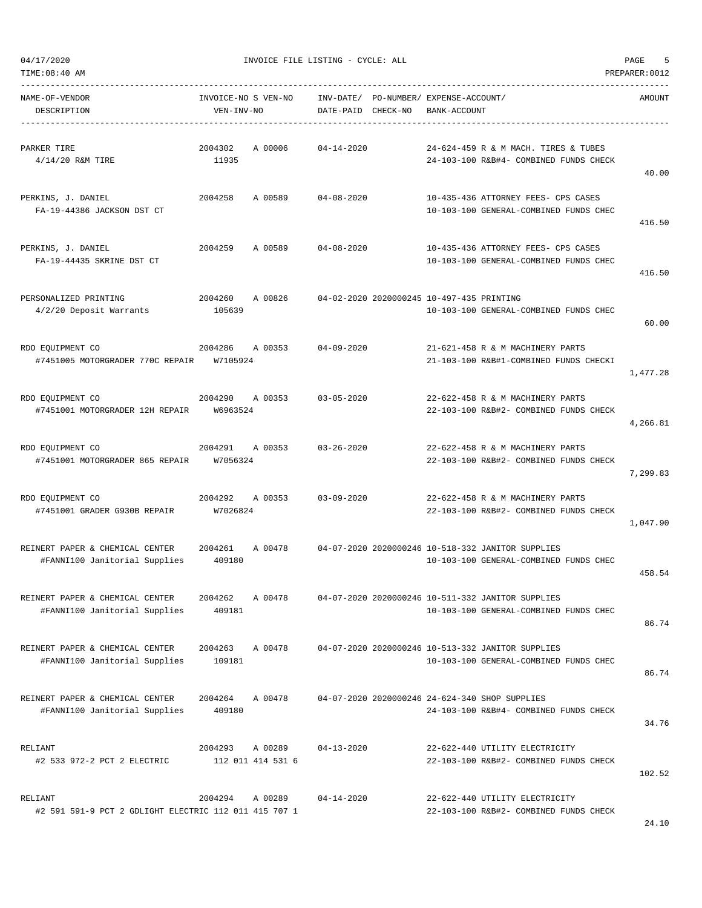| NAME-OF-VENDOR<br>DESCRIPTION | INVOICE-NO S VEN-NO<br>VEN-INV-NO | INV-DATE/<br>DATE-PAID | PO-NUMBER/<br>CHECK-NO | EXPENSE-ACCOUNT/<br>BANK-ACCOUNT | AMOUNT |
|---|---|---|---|---|---|
| PARKER TIRE<br>4/14/20 R&M TIRE | 2004302 A 00006<br>11935 | 04-14-2020 | | 24-624-459 R & M MACH. TIRES & TUBES<br>24-103-100 R&B#4- COMBINED FUNDS CHECK | 40.00 |
| PERKINS, J. DANIEL<br>FA-19-44386 JACKSON DST CT | 2004258 A 00589 | 04-08-2020 | | 10-435-436 ATTORNEY FEES- CPS CASES<br>10-103-100 GENERAL-COMBINED FUNDS CHEC | 416.50 |
| PERKINS, J. DANIEL<br>FA-19-44435 SKRINE DST CT | 2004259 A 00589 | 04-08-2020 | | 10-435-436 ATTORNEY FEES- CPS CASES<br>10-103-100 GENERAL-COMBINED FUNDS CHEC | 416.50 |
| PERSONALIZED PRINTING<br>4/2/20 Deposit Warrants | 2004260 A 00826<br>105639 | 04-02-2020 | 2020000245 | 10-497-435 PRINTING<br>10-103-100 GENERAL-COMBINED FUNDS CHEC | 60.00 |
| RDO EQUIPMENT CO<br>#7451005 MOTORGRADER 770C REPAIR | 2004286 A 00353<br>W7105924 | 04-09-2020 | | 21-621-458 R & M MACHINERY PARTS<br>21-103-100 R&B#1-COMBINED FUNDS CHECKI | 1,477.28 |
| RDO EQUIPMENT CO<br>#7451001 MOTORGRADER 12H REPAIR | 2004290 A 00353<br>W6963524 | 03-05-2020 | | 22-622-458 R & M MACHINERY PARTS<br>22-103-100 R&B#2- COMBINED FUNDS CHECK | 4,266.81 |
| RDO EQUIPMENT CO<br>#7451001 MOTORGRADER 865 REPAIR | 2004291 A 00353<br>W7056324 | 03-26-2020 | | 22-622-458 R & M MACHINERY PARTS<br>22-103-100 R&B#2- COMBINED FUNDS CHECK | 7,299.83 |
| RDO EQUIPMENT CO<br>#7451001 GRADER G930B REPAIR | 2004292 A 00353<br>W7026824 | 03-09-2020 | | 22-622-458 R & M MACHINERY PARTS<br>22-103-100 R&B#2- COMBINED FUNDS CHECK | 1,047.90 |
| REINERT PAPER & CHEMICAL CENTER<br>#FANNI100 Janitorial Supplies | 2004261 A 00478<br>409180 | 04-07-2020 | 2020000246 | 10-518-332 JANITOR SUPPLIES<br>10-103-100 GENERAL-COMBINED FUNDS CHEC | 458.54 |
| REINERT PAPER & CHEMICAL CENTER<br>#FANNI100 Janitorial Supplies | 2004262 A 00478<br>409181 | 04-07-2020 | 2020000246 | 10-511-332 JANITOR SUPPLIES<br>10-103-100 GENERAL-COMBINED FUNDS CHEC | 86.74 |
| REINERT PAPER & CHEMICAL CENTER<br>#FANNI100 Janitorial Supplies | 2004263 A 00478<br>109181 | 04-07-2020 | 2020000246 | 10-513-332 JANITOR SUPPLIES<br>10-103-100 GENERAL-COMBINED FUNDS CHEC | 86.74 |
| REINERT PAPER & CHEMICAL CENTER<br>#FANNI100 Janitorial Supplies | 2004264 A 00478<br>409180 | 04-07-2020 | 2020000246 | 24-624-340 SHOP SUPPLIES<br>24-103-100 R&B#4- COMBINED FUNDS CHECK | 34.76 |
| RELIANT<br>#2 533 972-2 PCT 2 ELECTRIC | 2004293 A 00289<br>112 011 414 531 6 | 04-13-2020 | | 22-622-440 UTILITY ELECTRICITY<br>22-103-100 R&B#2- COMBINED FUNDS CHECK | 102.52 |
| RELIANT<br>#2 591 591-9 PCT 2 GDLIGHT ELECTRIC | 2004294 A 00289<br>112 011 415 707 1 | 04-14-2020 | | 22-622-440 UTILITY ELECTRICITY<br>22-103-100 R&B#2- COMBINED FUNDS CHECK | 24.10 |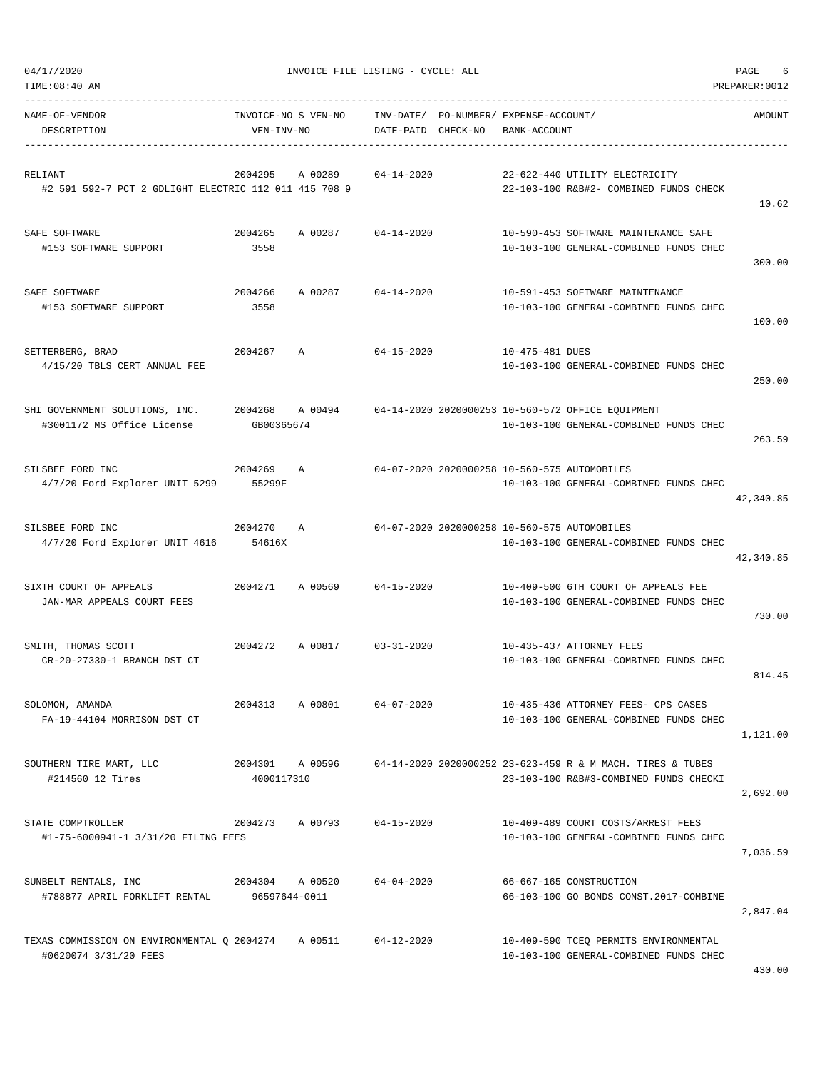04/17/2020 INVOICE FILE LISTING - CYCLE: ALL

TIME:08:40 AM PREPARER:0012

| NAME-OF-VENDOR / DESCRIPTION | INVOICE-NO S VEN-NO / VEN-INV-NO | INV-DATE/ DATE-PAID | PO-NUMBER/ CHECK-NO | EXPENSE-ACCOUNT/ BANK-ACCOUNT | AMOUNT |
|---|---|---|---|---|---|
| RELIANT<br>#2 591 592-7 PCT 2 GDLIGHT ELECTRIC 112 011 415 708 9 | 2004295 A 00289 | 04-14-2020 | | 22-622-440 UTILITY ELECTRICITY<br>22-103-100 R&B#2- COMBINED FUNDS CHECK | 10.62 |
| SAFE SOFTWARE<br>#153 SOFTWARE SUPPORT | 2004265 A 00287<br>3558 | 04-14-2020 | | 10-590-453 SOFTWARE MAINTENANCE SAFE<br>10-103-100 GENERAL-COMBINED FUNDS CHEC | 300.00 |
| SAFE SOFTWARE<br>#153 SOFTWARE SUPPORT | 2004266 A 00287<br>3558 | 04-14-2020 | | 10-591-453 SOFTWARE MAINTENANCE<br>10-103-100 GENERAL-COMBINED FUNDS CHEC | 100.00 |
| SETTERBERG, BRAD<br>4/15/20 TBLS CERT ANNUAL FEE | 2004267 A | 04-15-2020 | | 10-475-481 DUES<br>10-103-100 GENERAL-COMBINED FUNDS CHEC | 250.00 |
| SHI GOVERNMENT SOLUTIONS, INC.<br>#3001172 MS Office License | 2004268 A 00494<br>GB00365674 | 04-14-2020 | 2020000253 | 10-560-572 OFFICE EQUIPMENT<br>10-103-100 GENERAL-COMBINED FUNDS CHEC | 263.59 |
| SILSBEE FORD INC<br>4/7/20 Ford Explorer UNIT 5299 | 2004269 A<br>55299F | 04-07-2020 | 2020000258 | 10-560-575 AUTOMOBILES<br>10-103-100 GENERAL-COMBINED FUNDS CHEC | 42,340.85 |
| SILSBEE FORD INC<br>4/7/20 Ford Explorer UNIT 4616 | 2004270 A<br>54616X | 04-07-2020 | 2020000258 | 10-560-575 AUTOMOBILES<br>10-103-100 GENERAL-COMBINED FUNDS CHEC | 42,340.85 |
| SIXTH COURT OF APPEALS<br>JAN-MAR APPEALS COURT FEES | 2004271 A 00569 | 04-15-2020 | | 10-409-500 6TH COURT OF APPEALS FEE<br>10-103-100 GENERAL-COMBINED FUNDS CHEC | 730.00 |
| SMITH, THOMAS SCOTT<br>CR-20-27330-1 BRANCH DST CT | 2004272 A 00817 | 03-31-2020 | | 10-435-437 ATTORNEY FEES<br>10-103-100 GENERAL-COMBINED FUNDS CHEC | 814.45 |
| SOLOMON, AMANDA<br>FA-19-44104 MORRISON DST CT | 2004313 A 00801 | 04-07-2020 | | 10-435-436 ATTORNEY FEES- CPS CASES<br>10-103-100 GENERAL-COMBINED FUNDS CHEC | 1,121.00 |
| SOUTHERN TIRE MART, LLC<br>#214560 12 Tires | 2004301 A 00596<br>4000117310 | 04-14-2020 | 2020000252 | 23-623-459 R & M MACH. TIRES & TUBES<br>23-103-100 R&B#3-COMBINED FUNDS CHECKI | 2,692.00 |
| STATE COMPTROLLER<br>#1-75-6000941-1 3/31/20 FILING FEES | 2004273 A 00793 | 04-15-2020 | | 10-409-489 COURT COSTS/ARREST FEES<br>10-103-100 GENERAL-COMBINED FUNDS CHEC | 7,036.59 |
| SUNBELT RENTALS, INC<br>#788877 APRIL FORKLIFT RENTAL | 2004304 A 00520<br>96597644-0011 | 04-04-2020 | | 66-667-165 CONSTRUCTION<br>66-103-100 GO BONDS CONST.2017-COMBINE | 2,847.04 |
| TEXAS COMMISSION ON ENVIRONMENTAL Q<br>#0620074 3/31/20 FEES | 2004274 A 00511 | 04-12-2020 | | 10-409-590 TCEQ PERMITS ENVIRONMENTAL<br>10-103-100 GENERAL-COMBINED FUNDS CHEC | 430.00 |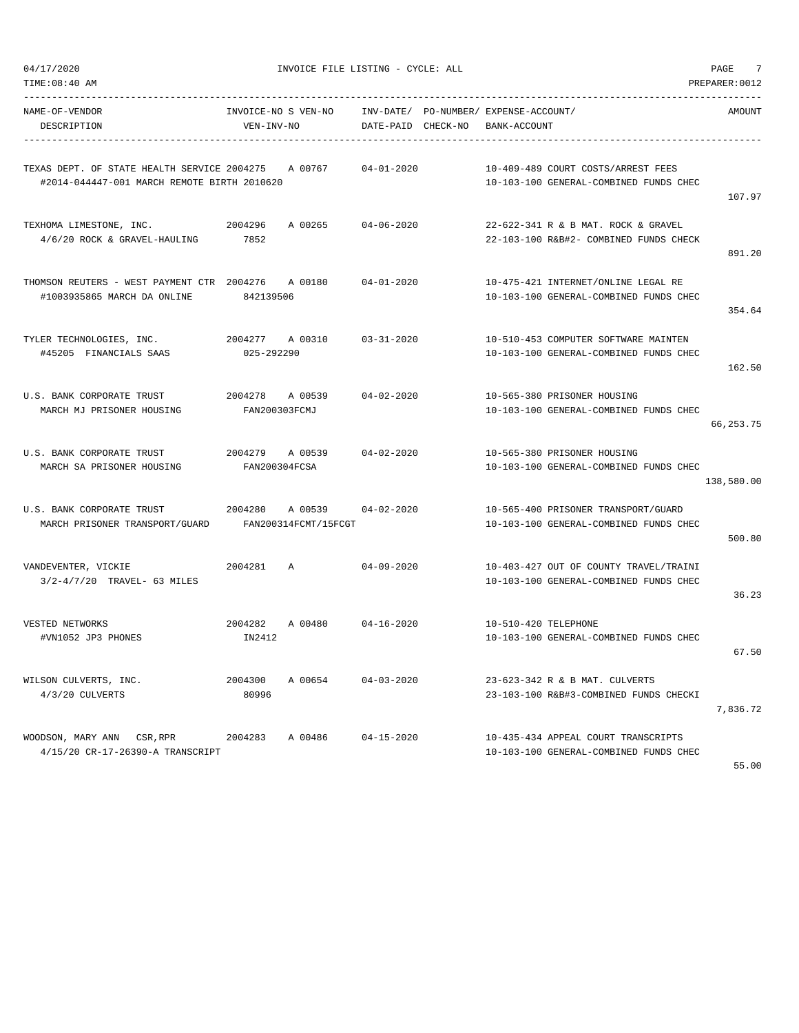04/17/2020 INVOICE FILE LISTING - CYCLE: ALL

TIME:08:40 AM PREPARER:0012

| NAME-OF-VENDOR / DESCRIPTION | INVOICE-NO S VEN-NO / VEN-INV-NO | INV-DATE/ DATE-PAID | PO-NUMBER/ CHECK-NO | EXPENSE-ACCOUNT/ BANK-ACCOUNT | AMOUNT |
|---|---|---|---|---|---|
| TEXAS DEPT. OF STATE HEALTH SERVICE #2014-044447-001 MARCH REMOTE BIRTH | 2004275 A 00767 2010620 | 04-01-2020 | | 10-409-489 COURT COSTS/ARREST FEES 10-103-100 GENERAL-COMBINED FUNDS CHEC | 107.97 |
| TEXHOMA LIMESTONE, INC. 4/6/20 ROCK & GRAVEL-HAULING | 2004296 A 00265 7852 | 04-06-2020 | | 22-622-341 R & B MAT. ROCK & GRAVEL 22-103-100 R&B#2- COMBINED FUNDS CHECK | 891.20 |
| THOMSON REUTERS - WEST PAYMENT CTR #1003935865 MARCH DA ONLINE | 2004276 A 00180 842139506 | 04-01-2020 | | 10-475-421 INTERNET/ONLINE LEGAL RE 10-103-100 GENERAL-COMBINED FUNDS CHEC | 354.64 |
| TYLER TECHNOLOGIES, INC. #45205 FINANCIALS SAAS | 2004277 A 00310 025-292290 | 03-31-2020 | | 10-510-453 COMPUTER SOFTWARE MAINTEN 10-103-100 GENERAL-COMBINED FUNDS CHEC | 162.50 |
| U.S. BANK CORPORATE TRUST MARCH MJ PRISONER HOUSING | 2004278 A 00539 FAN200303FCMJ | 04-02-2020 | | 10-565-380 PRISONER HOUSING 10-103-100 GENERAL-COMBINED FUNDS CHEC | 66,253.75 |
| U.S. BANK CORPORATE TRUST MARCH SA PRISONER HOUSING | 2004279 A 00539 FAN200304FCSA | 04-02-2020 | | 10-565-380 PRISONER HOUSING 10-103-100 GENERAL-COMBINED FUNDS CHEC | 138,580.00 |
| U.S. BANK CORPORATE TRUST MARCH PRISONER TRANSPORT/GUARD | 2004280 A 00539 FAN200314FCMT/15FCGT | 04-02-2020 | | 10-565-400 PRISONER TRANSPORT/GUARD 10-103-100 GENERAL-COMBINED FUNDS CHEC | 500.80 |
| VANDEVENTER, VICKIE 3/2-4/7/20 TRAVEL- 63 MILES | 2004281 A | 04-09-2020 | | 10-403-427 OUT OF COUNTY TRAVEL/TRAINI 10-103-100 GENERAL-COMBINED FUNDS CHEC | 36.23 |
| VESTED NETWORKS #VN1052 JP3 PHONES | 2004282 A 00480 IN2412 | 04-16-2020 | | 10-510-420 TELEPHONE 10-103-100 GENERAL-COMBINED FUNDS CHEC | 67.50 |
| WILSON CULVERTS, INC. 4/3/20 CULVERTS | 2004300 A 00654 80996 | 04-03-2020 | | 23-623-342 R & B MAT. CULVERTS 23-103-100 R&B#3-COMBINED FUNDS CHECKI | 7,836.72 |
| WOODSON, MARY ANN CSR,RPR 4/15/20 CR-17-26390-A TRANSCRIPT | 2004283 A 00486 | 04-15-2020 | | 10-435-434 APPEAL COURT TRANSCRIPTS 10-103-100 GENERAL-COMBINED FUNDS CHEC | 55.00 |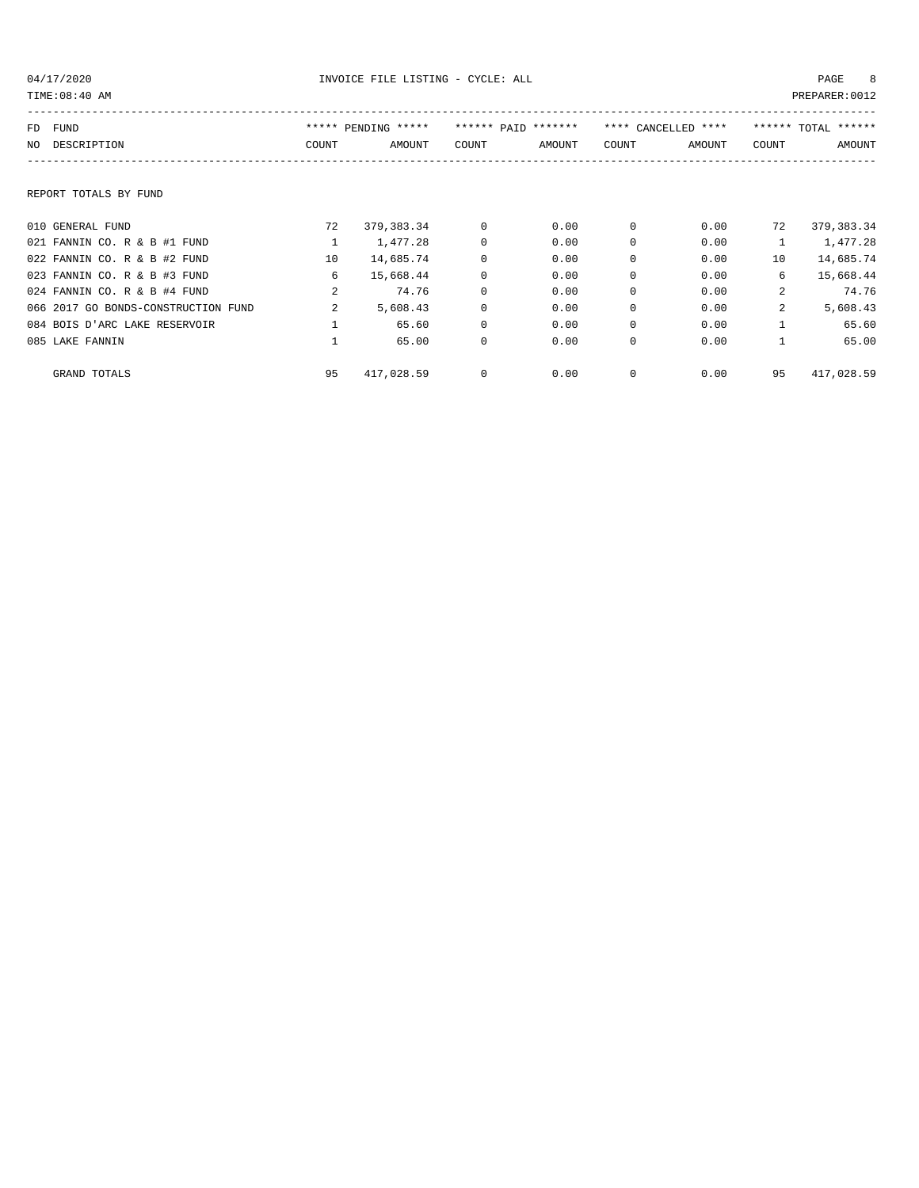04/17/2020 INVOICE FILE LISTING - CYCLE: ALL

TIME:08:40 AM PREPARER:0012

| FD NO | FUND DESCRIPTION | ***** PENDING ***** | | ****** PAID ******* | | **** CANCELLED **** | | ****** TOTAL ****** | |
|---|---|---|---|---|---|---|---|---|---|
| | | COUNT | AMOUNT | COUNT | AMOUNT | COUNT | AMOUNT | COUNT | AMOUNT |

REPORT TOTALS BY FUND

| FD NO | FUND DESCRIPTION | PENDING COUNT | PENDING AMOUNT | PAID COUNT | PAID AMOUNT | CANCELLED COUNT | CANCELLED AMOUNT | TOTAL COUNT | TOTAL AMOUNT |
|---|---|---|---|---|---|---|---|---|---|
| 010 | GENERAL FUND | 72 | 379,383.34 | 0 | 0.00 | 0 | 0.00 | 72 | 379,383.34 |
| 021 | FANNIN CO. R & B #1 FUND | 1 | 1,477.28 | 0 | 0.00 | 0 | 0.00 | 1 | 1,477.28 |
| 022 | FANNIN CO. R & B #2 FUND | 10 | 14,685.74 | 0 | 0.00 | 0 | 0.00 | 10 | 14,685.74 |
| 023 | FANNIN CO. R & B #3 FUND | 6 | 15,668.44 | 0 | 0.00 | 0 | 0.00 | 6 | 15,668.44 |
| 024 | FANNIN CO. R & B #4 FUND | 2 | 74.76 | 0 | 0.00 | 0 | 0.00 | 2 | 74.76 |
| 066 | 2017 GO BONDS-CONSTRUCTION FUND | 2 | 5,608.43 | 0 | 0.00 | 0 | 0.00 | 2 | 5,608.43 |
| 084 | BOIS D'ARC LAKE RESERVOIR | 1 | 65.60 | 0 | 0.00 | 0 | 0.00 | 1 | 65.60 |
| 085 | LAKE FANNIN | 1 | 65.00 | 0 | 0.00 | 0 | 0.00 | 1 | 65.00 |
| | GRAND TOTALS | 95 | 417,028.59 | 0 | 0.00 | 0 | 0.00 | 95 | 417,028.59 |